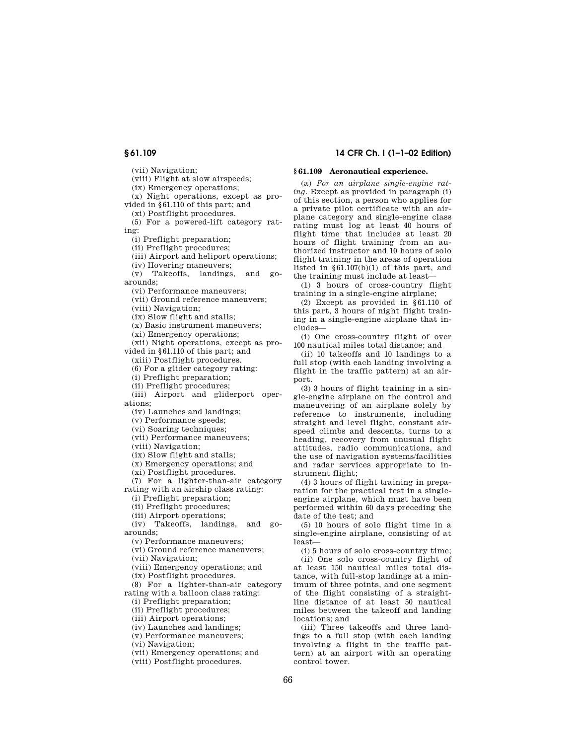(vii) Navigation;

(viii) Flight at slow airspeeds;

(ix) Emergency operations;

(x) Night operations, except as provided in §61.110 of this part; and

(xi) Postflight procedures.

(5) For a powered-lift category rating:

(i) Preflight preparation;

(ii) Preflight procedures;

(iii) Airport and heliport operations;

(iv) Hovering maneuvers;

(v) Takeoffs, landings, and go-arounds;

(vi) Performance maneuvers;

(vii) Ground reference maneuvers;

(viii) Navigation;

(ix) Slow flight and stalls;

(x) Basic instrument maneuvers;

(xi) Emergency operations;

(xii) Night operations, except as provided in §61.110 of this part; and

(xiii) Postflight procedures.

(6) For a glider category rating:

(i) Preflight preparation;

(ii) Preflight procedures;

(iii) Airport and gliderport operations;

(iv) Launches and landings;

(v) Performance speeds;

(vi) Soaring techniques;

(vii) Performance maneuvers;

(viii) Navigation;

(ix) Slow flight and stalls;

(x) Emergency operations; and

(xi) Postflight procedures.

(7) For a lighter-than-air category rating with an airship class rating:

(i) Preflight preparation;

(ii) Preflight procedures;

(iii) Airport operations;

(iv) Takeoffs, landings, and go-arounds;

(v) Performance maneuvers;

(vi) Ground reference maneuvers;

(vii) Navigation;

(viii) Emergency operations; and

(ix) Postflight procedures.

(8) For a lighter-than-air category rating with a balloon class rating:

(i) Preflight preparation;

(ii) Preflight procedures;

(iii) Airport operations;

(iv) Launches and landings;

(v) Performance maneuvers;

(vi) Navigation;

(vii) Emergency operations; and

(viii) Postflight procedures.

## §61.109 Aeronautical experience.

(a) *For an airplane single-engine rating.* Except as provided in paragraph (i) of this section, a person who applies for a private pilot certificate with an airplane category and single-engine class rating must log at least 40 hours of flight time that includes at least 20 hours of flight training from an authorized instructor and 10 hours of solo flight training in the areas of operation listed in §61.107(b)(1) of this part, and the training must include at least—

(1) 3 hours of cross-country flight training in a single-engine airplane;

(2) Except as provided in §61.110 of this part, 3 hours of night flight training in a single-engine airplane that includes—

(i) One cross-country flight of over 100 nautical miles total distance; and

(ii) 10 takeoffs and 10 landings to a full stop (with each landing involving a flight in the traffic pattern) at an airport.

(3) 3 hours of flight training in a single-engine airplane on the control and maneuvering of an airplane solely by reference to instruments, including straight and level flight, constant airspeed climbs and descents, turns to a heading, recovery from unusual flight attitudes, radio communications, and the use of navigation systems/facilities and radar services appropriate to instrument flight;

(4) 3 hours of flight training in preparation for the practical test in a single-engine airplane, which must have been performed within 60 days preceding the date of the test; and

(5) 10 hours of solo flight time in a single-engine airplane, consisting of at least—

(i) 5 hours of solo cross-country time;

(ii) One solo cross-country flight of at least 150 nautical miles total distance, with full-stop landings at a minimum of three points, and one segment of the flight consisting of a straight-line distance of at least 50 nautical miles between the takeoff and landing locations; and

(iii) Three takeoffs and three landings to a full stop (with each landing involving a flight in the traffic pattern) at an airport with an operating control tower.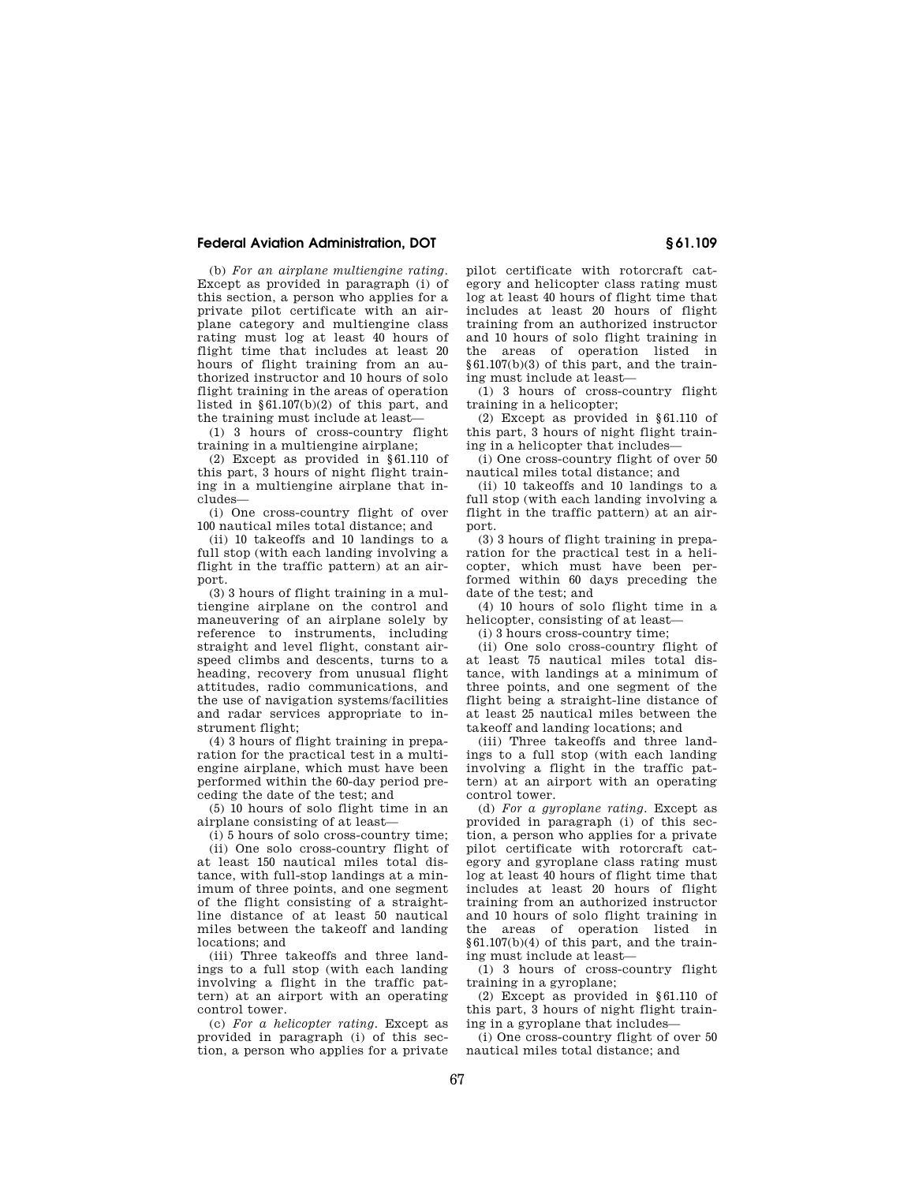(b) *For an airplane multiengine rating.* Except as provided in paragraph (i) of this section, a person who applies for a private pilot certificate with an airplane category and multiengine class rating must log at least 40 hours of flight time that includes at least 20 hours of flight training from an authorized instructor and 10 hours of solo flight training in the areas of operation listed in §61.107(b)(2) of this part, and the training must include at least—

(1) 3 hours of cross-country flight training in a multiengine airplane;

(2) Except as provided in §61.110 of this part, 3 hours of night flight training in a multiengine airplane that includes—

(i) One cross-country flight of over 100 nautical miles total distance; and

(ii) 10 takeoffs and 10 landings to a full stop (with each landing involving a flight in the traffic pattern) at an airport.

(3) 3 hours of flight training in a multiengine airplane on the control and maneuvering of an airplane solely by reference to instruments, including straight and level flight, constant airspeed climbs and descents, turns to a heading, recovery from unusual flight attitudes, radio communications, and the use of navigation systems/facilities and radar services appropriate to instrument flight;

(4) 3 hours of flight training in preparation for the practical test in a multiengine airplane, which must have been performed within the 60-day period preceding the date of the test; and

(5) 10 hours of solo flight time in an airplane consisting of at least—

(i) 5 hours of solo cross-country time;

(ii) One solo cross-country flight of at least 150 nautical miles total distance, with full-stop landings at a minimum of three points, and one segment of the flight consisting of a straight-line distance of at least 50 nautical miles between the takeoff and landing locations; and

(iii) Three takeoffs and three landings to a full stop (with each landing involving a flight in the traffic pattern) at an airport with an operating control tower.

(c) *For a helicopter rating.* Except as provided in paragraph (i) of this section, a person who applies for a private pilot certificate with rotorcraft category and helicopter class rating must log at least 40 hours of flight time that includes at least 20 hours of flight training from an authorized instructor and 10 hours of solo flight training in the areas of operation listed in §61.107(b)(3) of this part, and the training must include at least—

(1) 3 hours of cross-country flight training in a helicopter;

(2) Except as provided in §61.110 of this part, 3 hours of night flight training in a helicopter that includes—

(i) One cross-country flight of over 50 nautical miles total distance; and

(ii) 10 takeoffs and 10 landings to a full stop (with each landing involving a flight in the traffic pattern) at an airport.

(3) 3 hours of flight training in preparation for the practical test in a helicopter, which must have been performed within 60 days preceding the date of the test; and

(4) 10 hours of solo flight time in a helicopter, consisting of at least—

(i) 3 hours cross-country time;

(ii) One solo cross-country flight of at least 75 nautical miles total distance, with landings at a minimum of three points, and one segment of the flight being a straight-line distance of at least 25 nautical miles between the takeoff and landing locations; and

(iii) Three takeoffs and three landings to a full stop (with each landing involving a flight in the traffic pattern) at an airport with an operating control tower.

(d) *For a gyroplane rating.* Except as provided in paragraph (i) of this section, a person who applies for a private pilot certificate with rotorcraft category and gyroplane class rating must log at least 40 hours of flight time that includes at least 20 hours of flight training from an authorized instructor and 10 hours of solo flight training in the areas of operation listed in §61.107(b)(4) of this part, and the training must include at least—

(1) 3 hours of cross-country flight training in a gyroplane;

(2) Except as provided in §61.110 of this part, 3 hours of night flight training in a gyroplane that includes—

(i) One cross-country flight of over 50 nautical miles total distance; and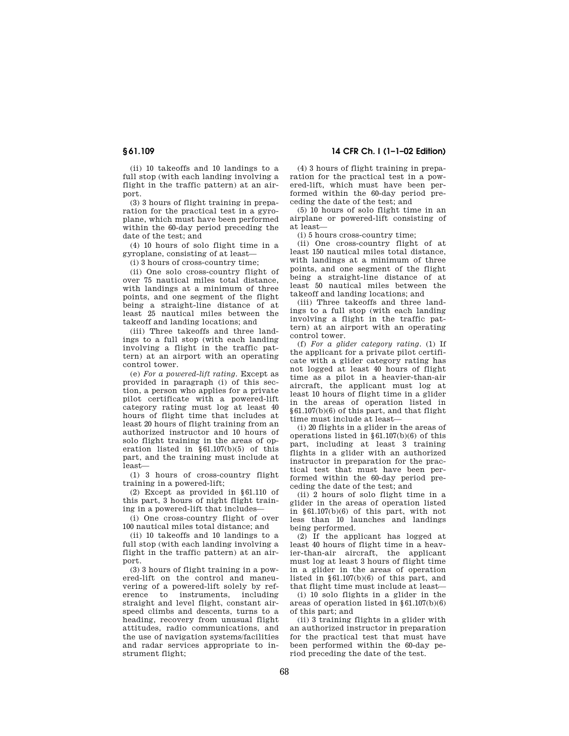(ii) 10 takeoffs and 10 landings to a full stop (with each landing involving a flight in the traffic pattern) at an airport.

(3) 3 hours of flight training in preparation for the practical test in a gyroplane, which must have been performed within the 60-day period preceding the date of the test; and

(4) 10 hours of solo flight time in a gyroplane, consisting of at least—

(i) 3 hours of cross-country time;

(ii) One solo cross-country flight of over 75 nautical miles total distance, with landings at a minimum of three points, and one segment of the flight being a straight-line distance of at least 25 nautical miles between the takeoff and landing locations; and

(iii) Three takeoffs and three landings to a full stop (with each landing involving a flight in the traffic pattern) at an airport with an operating control tower.

(e) *For a powered-lift rating.* Except as provided in paragraph (i) of this section, a person who applies for a private pilot certificate with a powered-lift category rating must log at least 40 hours of flight time that includes at least 20 hours of flight training from an authorized instructor and 10 hours of solo flight training in the areas of operation listed in §61.107(b)(5) of this part, and the training must include at least—

(1) 3 hours of cross-country flight training in a powered-lift;

(2) Except as provided in §61.110 of this part, 3 hours of night flight training in a powered-lift that includes—

(i) One cross-country flight of over 100 nautical miles total distance; and

(ii) 10 takeoffs and 10 landings to a full stop (with each landing involving a flight in the traffic pattern) at an airport.

(3) 3 hours of flight training in a powered-lift on the control and maneuvering of a powered-lift solely by reference to instruments, including straight and level flight, constant airspeed climbs and descents, turns to a heading, recovery from unusual flight attitudes, radio communications, and the use of navigation systems/facilities and radar services appropriate to instrument flight;

(4) 3 hours of flight training in preparation for the practical test in a powered-lift, which must have been performed within the 60-day period preceding the date of the test; and

(5) 10 hours of solo flight time in an airplane or powered-lift consisting of at least—

(i) 5 hours cross-country time;

(ii) One cross-country flight of at least 150 nautical miles total distance, with landings at a minimum of three points, and one segment of the flight being a straight-line distance of at least 50 nautical miles between the takeoff and landing locations; and

(iii) Three takeoffs and three landings to a full stop (with each landing involving a flight in the traffic pattern) at an airport with an operating control tower.

(f) *For a glider category rating.* (1) If the applicant for a private pilot certificate with a glider category rating has not logged at least 40 hours of flight time as a pilot in a heavier-than-air aircraft, the applicant must log at least 10 hours of flight time in a glider in the areas of operation listed in §61.107(b)(6) of this part, and that flight time must include at least—

(i) 20 flights in a glider in the areas of operations listed in §61.107(b)(6) of this part, including at least 3 training flights in a glider with an authorized instructor in preparation for the practical test that must have been performed within the 60-day period preceding the date of the test; and

(ii) 2 hours of solo flight time in a glider in the areas of operation listed in §61.107(b)(6) of this part, with not less than 10 launches and landings being performed.

(2) If the applicant has logged at least 40 hours of flight time in a heavier-than-air aircraft, the applicant must log at least 3 hours of flight time in a glider in the areas of operation listed in §61.107(b)(6) of this part, and that flight time must include at least—

(i) 10 solo flights in a glider in the areas of operation listed in §61.107(b)(6) of this part; and

(ii) 3 training flights in a glider with an authorized instructor in preparation for the practical test that must have been performed within the 60-day period preceding the date of the test.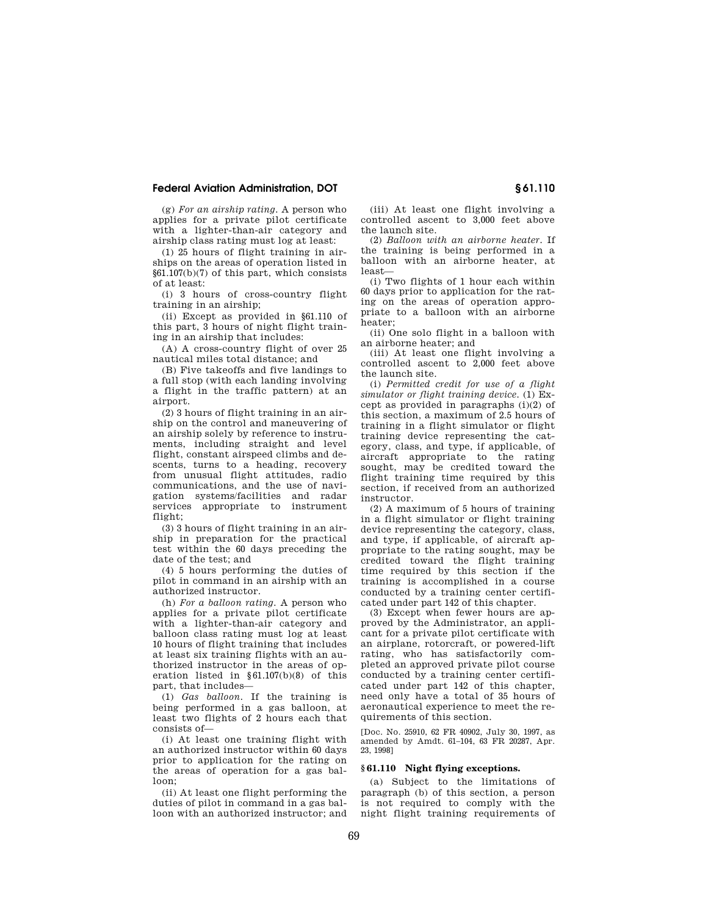(g) *For an airship rating.* A person who applies for a private pilot certificate with a lighter-than-air category and airship class rating must log at least:

(1) 25 hours of flight training in airships on the areas of operation listed in §61.107(b)(7) of this part, which consists of at least:

(i) 3 hours of cross-country flight training in an airship;

(ii) Except as provided in §61.110 of this part, 3 hours of night flight training in an airship that includes:

(A) A cross-country flight of over 25 nautical miles total distance; and

(B) Five takeoffs and five landings to a full stop (with each landing involving a flight in the traffic pattern) at an airport.

(2) 3 hours of flight training in an airship on the control and maneuvering of an airship solely by reference to instruments, including straight and level flight, constant airspeed climbs and descents, turns to a heading, recovery from unusual flight attitudes, radio communications, and the use of navigation systems/facilities and radar services appropriate to instrument flight;

(3) 3 hours of flight training in an airship in preparation for the practical test within the 60 days preceding the date of the test; and

(4) 5 hours performing the duties of pilot in command in an airship with an authorized instructor.

(h) *For a balloon rating.* A person who applies for a private pilot certificate with a lighter-than-air category and balloon class rating must log at least 10 hours of flight training that includes at least six training flights with an authorized instructor in the areas of operation listed in §61.107(b)(8) of this part, that includes—

(1) *Gas balloon.* If the training is being performed in a gas balloon, at least two flights of 2 hours each that consists of—

(i) At least one training flight with an authorized instructor within 60 days prior to application for the rating on the areas of operation for a gas balloon;

(ii) At least one flight performing the duties of pilot in command in a gas balloon with an authorized instructor; and

(iii) At least one flight involving a controlled ascent to 3,000 feet above the launch site.

(2) *Balloon with an airborne heater.* If the training is being performed in a balloon with an airborne heater, at least—

(i) Two flights of 1 hour each within 60 days prior to application for the rating on the areas of operation appropriate to a balloon with an airborne heater;

(ii) One solo flight in a balloon with an airborne heater; and

(iii) At least one flight involving a controlled ascent to 2,000 feet above the launch site.

(i) *Permitted credit for use of a flight simulator or flight training device.* (1) Except as provided in paragraphs (i)(2) of this section, a maximum of 2.5 hours of training in a flight simulator or flight training device representing the category, class, and type, if applicable, of aircraft appropriate to the rating sought, may be credited toward the flight training time required by this section, if received from an authorized instructor.

(2) A maximum of 5 hours of training in a flight simulator or flight training device representing the category, class, and type, if applicable, of aircraft appropriate to the rating sought, may be credited toward the flight training time required by this section if the training is accomplished in a course conducted by a training center certificated under part 142 of this chapter.

(3) Except when fewer hours are approved by the Administrator, an applicant for a private pilot certificate with an airplane, rotorcraft, or powered-lift rating, who has satisfactorily completed an approved private pilot course conducted by a training center certificated under part 142 of this chapter, need only have a total of 35 hours of aeronautical experience to meet the requirements of this section.

[Doc. No. 25910, 62 FR 40902, July 30, 1997, as amended by Amdt. 61–104, 63 FR 20287, Apr. 23, 1998]

### § 61.110 Night flying exceptions.

(a) Subject to the limitations of paragraph (b) of this section, a person is not required to comply with the night flight training requirements of